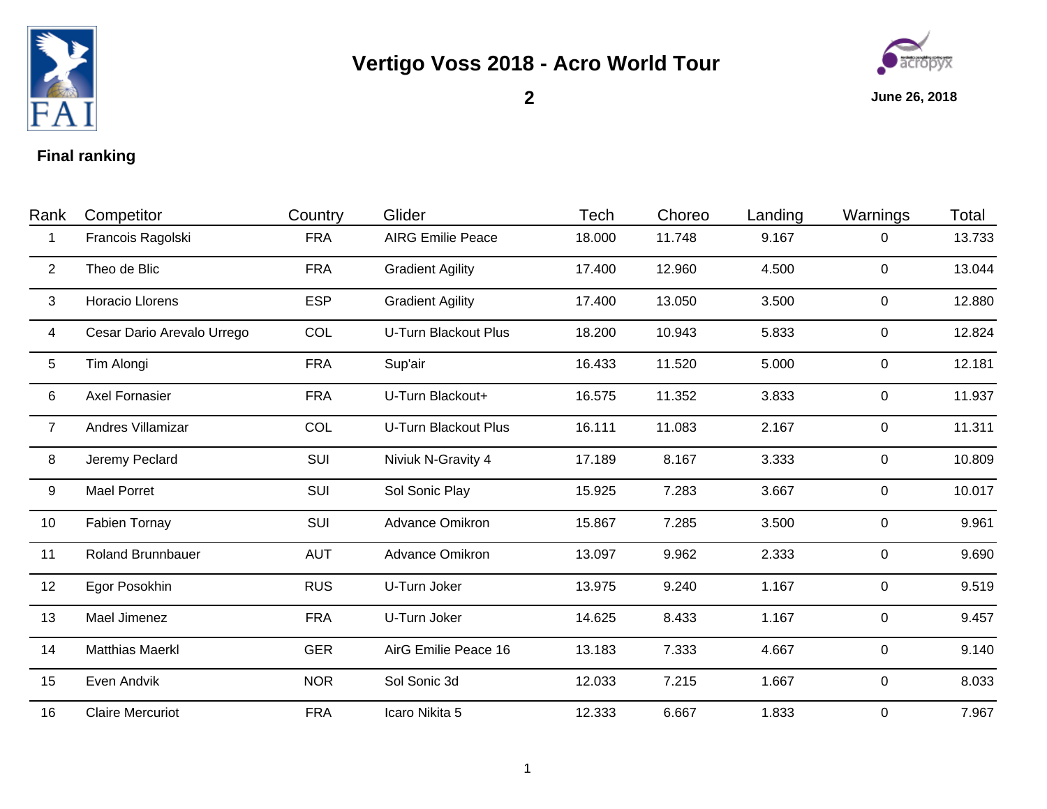# Vertigo Voss 2018 - Acro World Tour

**2**

**June 26, 2018**

**Final ranking**

| Rank | Competitor | Country | Glider | Tech | Choreo | Landing | Warnings | Total |
|---|---|---|---|---|---|---|---|---|
| 1 | Francois Ragolski | FRA | AIRG Emilie Peace | 18.000 | 11.748 | 9.167 | 0 | 13.733 |
| 2 | Theo de Blic | FRA | Gradient Agility | 17.400 | 12.960 | 4.500 | 0 | 13.044 |
| 3 | Horacio Llorens | ESP | Gradient Agility | 17.400 | 13.050 | 3.500 | 0 | 12.880 |
| 4 | Cesar Dario Arevalo Urrego | COL | U-Turn Blackout Plus | 18.200 | 10.943 | 5.833 | 0 | 12.824 |
| 5 | Tim Alongi | FRA | Sup'air | 16.433 | 11.520 | 5.000 | 0 | 12.181 |
| 6 | Axel Fornasier | FRA | U-Turn Blackout+ | 16.575 | 11.352 | 3.833 | 0 | 11.937 |
| 7 | Andres Villamizar | COL | U-Turn Blackout Plus | 16.111 | 11.083 | 2.167 | 0 | 11.311 |
| 8 | Jeremy Peclard | SUI | Niviuk N-Gravity 4 | 17.189 | 8.167 | 3.333 | 0 | 10.809 |
| 9 | Mael Porret | SUI | Sol Sonic Play | 15.925 | 7.283 | 3.667 | 0 | 10.017 |
| 10 | Fabien Tornay | SUI | Advance Omikron | 15.867 | 7.285 | 3.500 | 0 | 9.961 |
| 11 | Roland Brunnbauer | AUT | Advance Omikron | 13.097 | 9.962 | 2.333 | 0 | 9.690 |
| 12 | Egor Posokhin | RUS | U-Turn Joker | 13.975 | 9.240 | 1.167 | 0 | 9.519 |
| 13 | Mael Jimenez | FRA | U-Turn Joker | 14.625 | 8.433 | 1.167 | 0 | 9.457 |
| 14 | Matthias Maerkl | GER | AirG Emilie Peace 16 | 13.183 | 7.333 | 4.667 | 0 | 9.140 |
| 15 | Even Andvik | NOR | Sol Sonic 3d | 12.033 | 7.215 | 1.667 | 0 | 8.033 |
| 16 | Claire Mercuriot | FRA | Icaro Nikita 5 | 12.333 | 6.667 | 1.833 | 0 | 7.967 |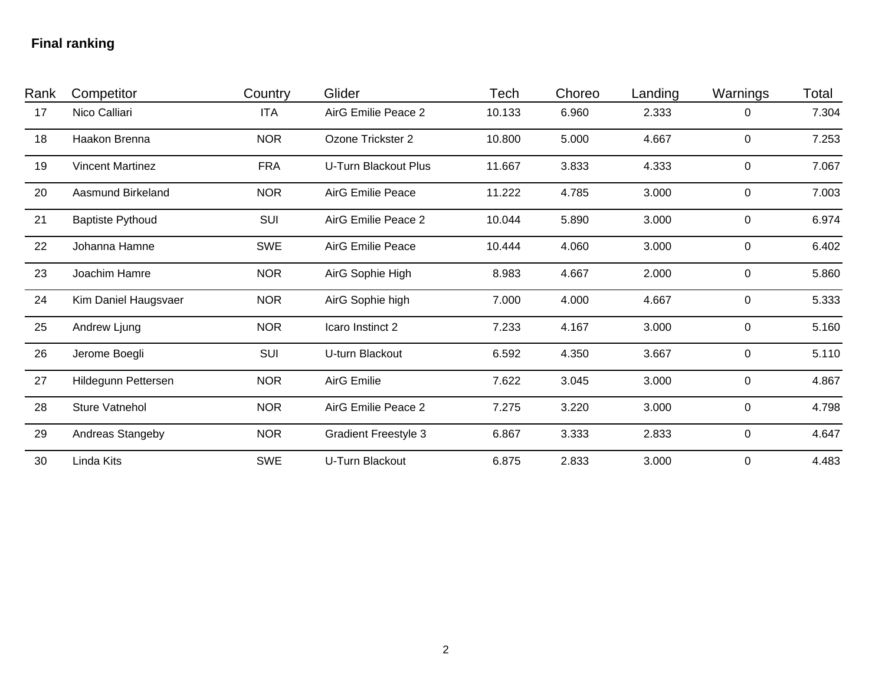**Final ranking**

| Rank | Competitor | Country | Glider | Tech | Choreo | Landing | Warnings | Total |
|---|---|---|---|---|---|---|---|---|
| 17 | Nico Calliari | ITA | AirG Emilie Peace 2 | 10.133 | 6.960 | 2.333 | 0 | 7.304 |
| 18 | Haakon Brenna | NOR | Ozone Trickster 2 | 10.800 | 5.000 | 4.667 | 0 | 7.253 |
| 19 | Vincent Martinez | FRA | U-Turn Blackout Plus | 11.667 | 3.833 | 4.333 | 0 | 7.067 |
| 20 | Aasmund Birkeland | NOR | AirG Emilie Peace | 11.222 | 4.785 | 3.000 | 0 | 7.003 |
| 21 | Baptiste Pythoud | SUI | AirG Emilie Peace 2 | 10.044 | 5.890 | 3.000 | 0 | 6.974 |
| 22 | Johanna Hamne | SWE | AirG Emilie Peace | 10.444 | 4.060 | 3.000 | 0 | 6.402 |
| 23 | Joachim Hamre | NOR | AirG Sophie High | 8.983 | 4.667 | 2.000 | 0 | 5.860 |
| 24 | Kim Daniel Haugsvaer | NOR | AirG Sophie high | 7.000 | 4.000 | 4.667 | 0 | 5.333 |
| 25 | Andrew Ljung | NOR | Icaro Instinct 2 | 7.233 | 4.167 | 3.000 | 0 | 5.160 |
| 26 | Jerome Boegli | SUI | U-turn Blackout | 6.592 | 4.350 | 3.667 | 0 | 5.110 |
| 27 | Hildegunn Pettersen | NOR | AirG Emilie | 7.622 | 3.045 | 3.000 | 0 | 4.867 |
| 28 | Sture Vatnehol | NOR | AirG Emilie Peace 2 | 7.275 | 3.220 | 3.000 | 0 | 4.798 |
| 29 | Andreas Stangeby | NOR | Gradient Freestyle 3 | 6.867 | 3.333 | 2.833 | 0 | 4.647 |
| 30 | Linda Kits | SWE | U-Turn Blackout | 6.875 | 2.833 | 3.000 | 0 | 4.483 |